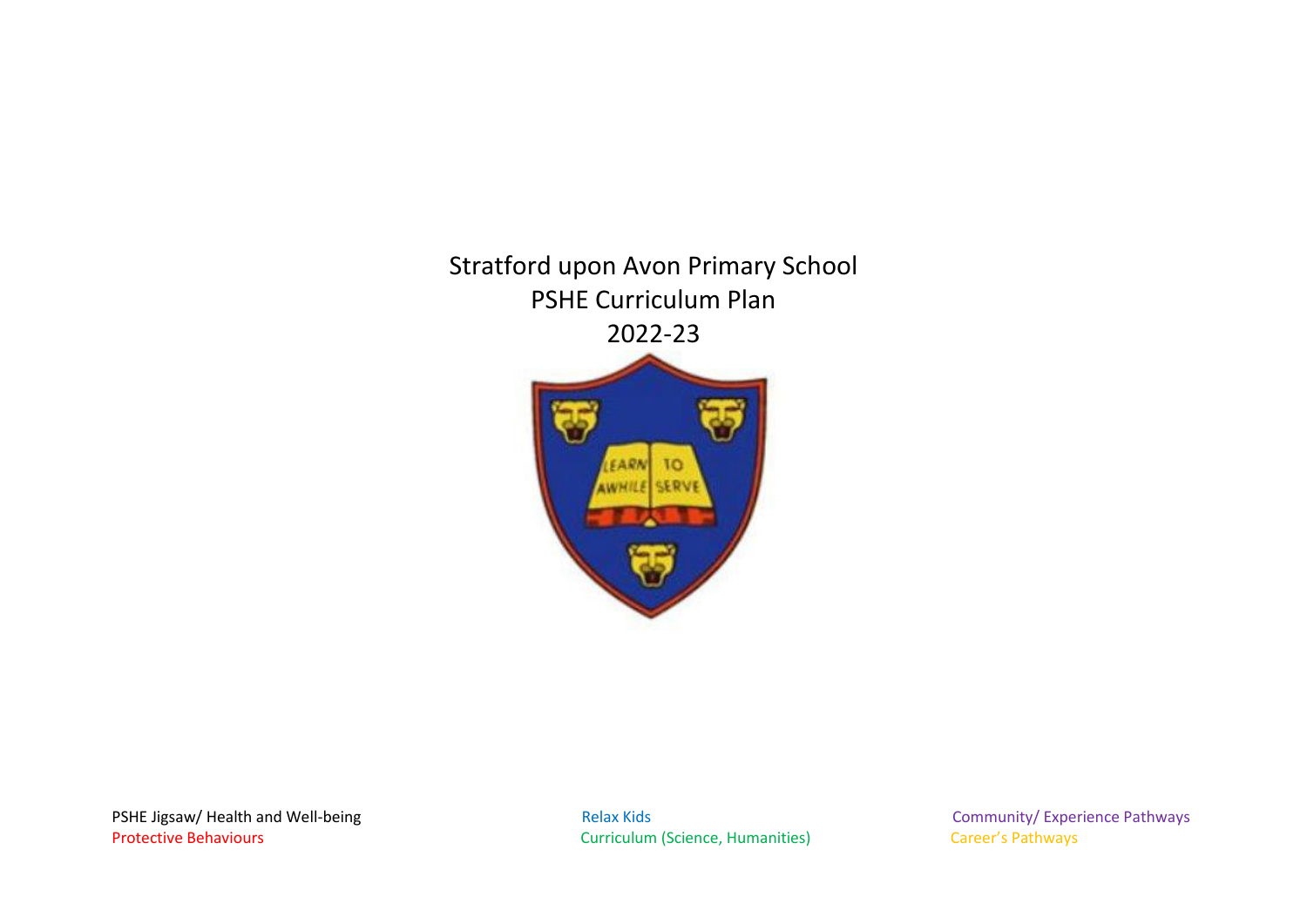# Stratford upon Avon Primary School
# PSHE Curriculum Plan
# 2022-23

PSHE Jigsaw/ Health and Well-being
Protective Behaviours

Relax Kids
Curriculum (Science, Humanities)

Community/ Experience Pathways
Career's Pathways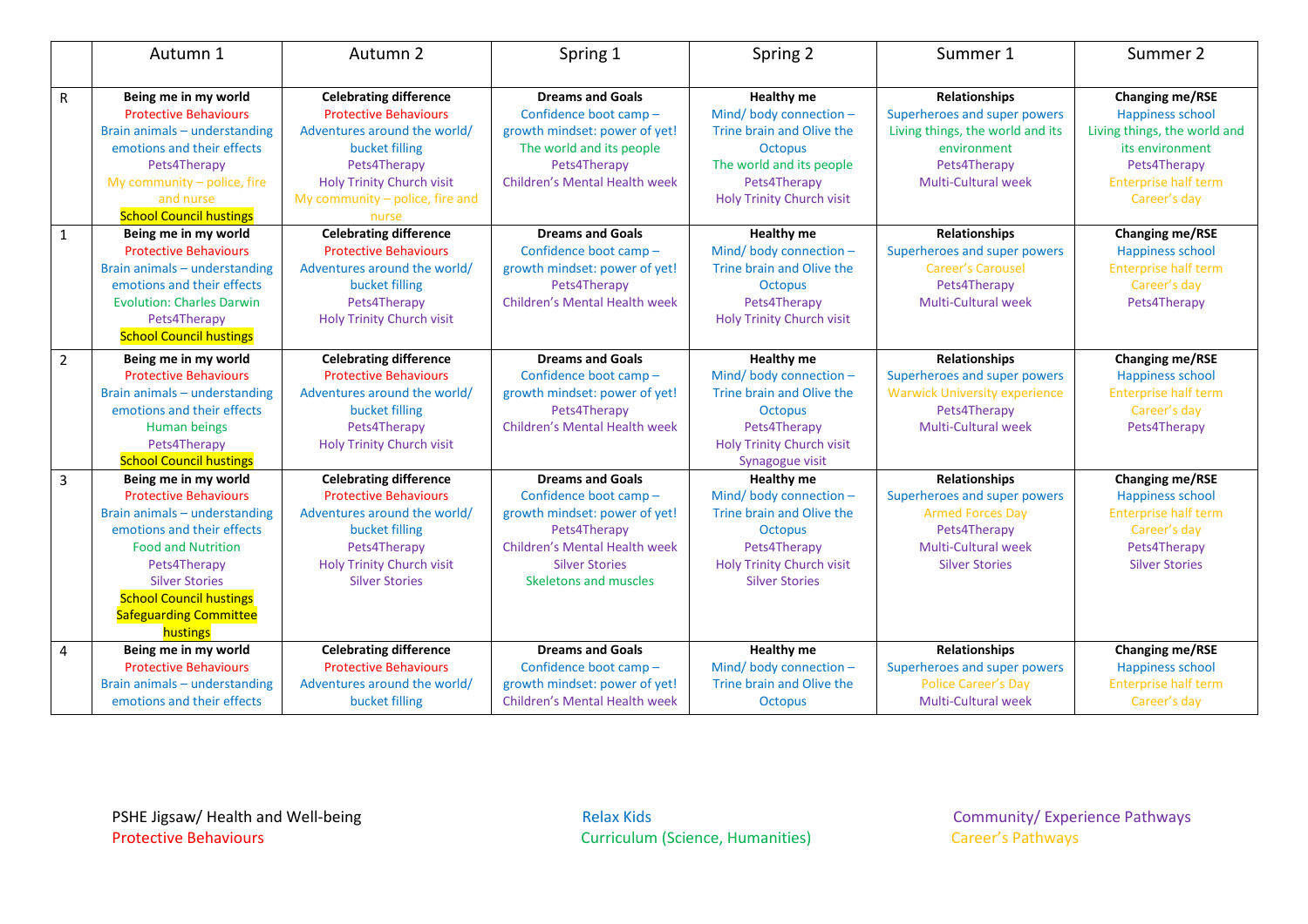| | Autumn 1 | Autumn 2 | Spring 1 | Spring 2 | Summer 1 | Summer 2 |
|---|---|---|---|---|---|---|
| R | **Being me in my world**<br>Protective Behaviours<br>Brain animals – understanding emotions and their effects<br>Pets4Therapy<br>My community – police, fire and nurse<br>School Council hustings | **Celebrating difference**<br>Protective Behaviours<br>Adventures around the world/ bucket filling<br>Pets4Therapy<br>Holy Trinity Church visit<br>My community – police, fire and nurse | **Dreams and Goals**<br>Confidence boot camp – growth mindset: power of yet!<br>The world and its people<br>Pets4Therapy<br>Children's Mental Health week | **Healthy me**<br>Mind/ body connection – Trine brain and Olive the Octopus<br>The world and its people<br>Pets4Therapy<br>Holy Trinity Church visit | **Relationships**<br>Superheroes and super powers<br>Living things, the world and its environment<br>Pets4Therapy<br>Multi-Cultural week | **Changing me/RSE**<br>Happiness school<br>Living things, the world and its environment<br>Pets4Therapy<br>Enterprise half term<br>Career's day |
| 1 | **Being me in my world**<br>Protective Behaviours<br>Brain animals – understanding emotions and their effects<br>Evolution: Charles Darwin<br>Pets4Therapy<br>School Council hustings | **Celebrating difference**<br>Protective Behaviours<br>Adventures around the world/ bucket filling<br>Pets4Therapy<br>Holy Trinity Church visit | **Dreams and Goals**<br>Confidence boot camp – growth mindset: power of yet!<br>Pets4Therapy<br>Children's Mental Health week | **Healthy me**<br>Mind/ body connection – Trine brain and Olive the Octopus<br>Pets4Therapy<br>Holy Trinity Church visit | **Relationships**<br>Superheroes and super powers<br>Career's Carousel<br>Pets4Therapy<br>Multi-Cultural week | **Changing me/RSE**<br>Happiness school<br>Enterprise half term<br>Career's day<br>Pets4Therapy |
| 2 | **Being me in my world**<br>Protective Behaviours<br>Brain animals – understanding emotions and their effects<br>Human beings<br>Pets4Therapy<br>School Council hustings | **Celebrating difference**<br>Protective Behaviours<br>Adventures around the world/ bucket filling<br>Pets4Therapy<br>Holy Trinity Church visit | **Dreams and Goals**<br>Confidence boot camp – growth mindset: power of yet!<br>Pets4Therapy<br>Children's Mental Health week | **Healthy me**<br>Mind/ body connection – Trine brain and Olive the Octopus<br>Pets4Therapy<br>Holy Trinity Church visit<br>Synagogue visit | **Relationships**<br>Superheroes and super powers<br>Warwick University experience<br>Pets4Therapy<br>Multi-Cultural week | **Changing me/RSE**<br>Happiness school<br>Enterprise half term<br>Career's day<br>Pets4Therapy |
| 3 | **Being me in my world**<br>Protective Behaviours<br>Brain animals – understanding emotions and their effects<br>Food and Nutrition<br>Pets4Therapy<br>Silver Stories<br>School Council hustings<br>Safeguarding Committee hustings | **Celebrating difference**<br>Protective Behaviours<br>Adventures around the world/ bucket filling<br>Pets4Therapy<br>Holy Trinity Church visit<br>Silver Stories | **Dreams and Goals**<br>Confidence boot camp – growth mindset: power of yet!<br>Pets4Therapy<br>Children's Mental Health week<br>Silver Stories<br>Skeletons and muscles | **Healthy me**<br>Mind/ body connection – Trine brain and Olive the Octopus<br>Pets4Therapy<br>Holy Trinity Church visit<br>Silver Stories | **Relationships**<br>Superheroes and super powers<br>Armed Forces Day<br>Pets4Therapy<br>Multi-Cultural week<br>Silver Stories | **Changing me/RSE**<br>Happiness school<br>Enterprise half term<br>Career's day<br>Pets4Therapy<br>Silver Stories |
| 4 | **Being me in my world**<br>Protective Behaviours<br>Brain animals – understanding emotions and their effects | **Celebrating difference**<br>Protective Behaviours<br>Adventures around the world/ bucket filling | **Dreams and Goals**<br>Confidence boot camp – growth mindset: power of yet!<br>Children's Mental Health week | **Healthy me**<br>Mind/ body connection – Trine brain and Olive the Octopus | **Relationships**<br>Superheroes and super powers<br>Police Career's Day<br>Multi-Cultural week | **Changing me/RSE**<br>Happiness school<br>Enterprise half term<br>Career's day |

PSHE Jigsaw/ Health and Well-being
Protective Behaviours

Relax Kids
Curriculum (Science, Humanities)

Community/ Experience Pathways
Career's Pathways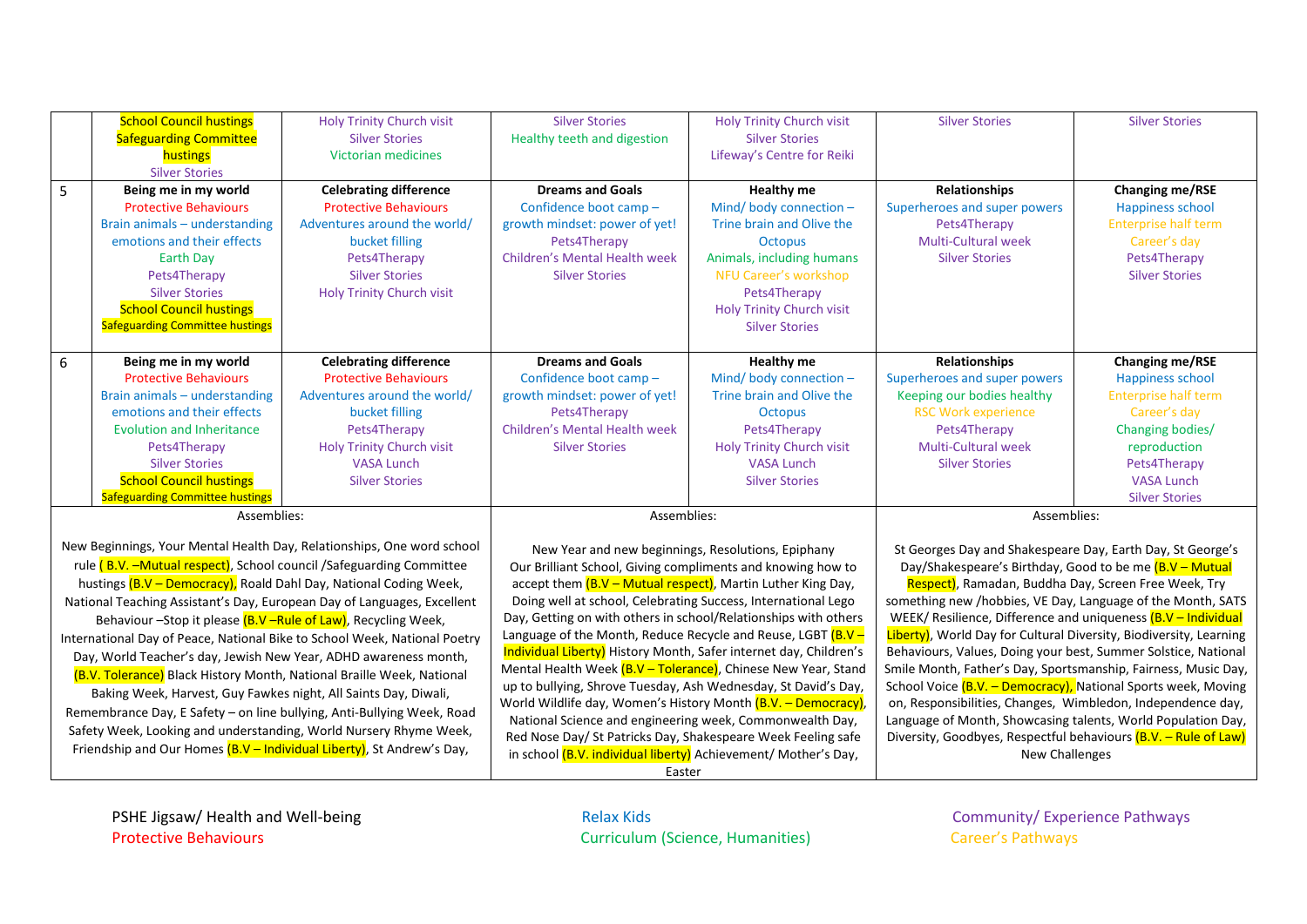| | | | | | | |
|---|---|---|---|---|---|---|
| | School Council hustings<br>Safeguarding Committee hustings<br>Silver Stories | Holy Trinity Church visit<br>Silver Stories<br>Victorian medicines | Silver Stories<br>Healthy teeth and digestion | Holy Trinity Church visit<br>Silver Stories<br>Lifeway's Centre for Reiki | Silver Stories | Silver Stories |
| 5 | **Being me in my world**<br>Protective Behaviours<br>Brain animals – understanding emotions and their effects<br>Earth Day<br>Pets4Therapy<br>Silver Stories<br>School Council hustings<br>Safeguarding Committee hustings | **Celebrating difference**<br>Protective Behaviours<br>Adventures around the world/ bucket filling<br>Pets4Therapy<br>Silver Stories<br>Holy Trinity Church visit | **Dreams and Goals**<br>Confidence boot camp – growth mindset: power of yet!<br>Pets4Therapy<br>Children's Mental Health week<br>Silver Stories | **Healthy me**<br>Mind/ body connection – Trine brain and Olive the Octopus<br>Animals, including humans<br>NFU Career's workshop<br>Pets4Therapy<br>Holy Trinity Church visit<br>Silver Stories | **Relationships**<br>Superheroes and super powers<br>Pets4Therapy<br>Multi-Cultural week<br>Silver Stories | **Changing me/RSE**<br>Happiness school<br>Enterprise half term<br>Career's day<br>Pets4Therapy<br>Silver Stories |
| 6 | **Being me in my world**<br>Protective Behaviours<br>Brain animals – understanding emotions and their effects<br>Evolution and Inheritance<br>Pets4Therapy<br>Silver Stories<br>School Council hustings<br>Safeguarding Committee hustings | **Celebrating difference**<br>Protective Behaviours<br>Adventures around the world/ bucket filling<br>Pets4Therapy<br>Holy Trinity Church visit<br>VASA Lunch<br>Silver Stories | **Dreams and Goals**<br>Confidence boot camp – growth mindset: power of yet!<br>Pets4Therapy<br>Children's Mental Health week<br>Silver Stories | **Healthy me**<br>Mind/ body connection – Trine brain and Olive the Octopus<br>Pets4Therapy<br>Holy Trinity Church visit<br>VASA Lunch<br>Silver Stories | **Relationships**<br>Superheroes and super powers<br>Keeping our bodies healthy<br>RSC Work experience<br>Pets4Therapy<br>Multi-Cultural week<br>Silver Stories | **Changing me/RSE**<br>Happiness school<br>Enterprise half term<br>Career's day<br>Changing bodies/ reproduction<br>Pets4Therapy<br>VASA Lunch<br>Silver Stories |

| Assemblies: | Assemblies: | Assemblies: |
|---|---|---|
| New Beginnings, Your Mental Health Day, Relationships, One word school rule ( B.V. –Mutual respect), School council /Safeguarding Committee hustings (B.V – Democracy), Roald Dahl Day, National Coding Week, National Teaching Assistant's Day, European Day of Languages, Excellent Behaviour –Stop it please (B.V –Rule of Law), Recycling Week, International Day of Peace, National Bike to School Week, National Poetry Day, World Teacher's day, Jewish New Year, ADHD awareness month, (B.V. Tolerance) Black History Month, National Braille Week, National Baking Week, Harvest, Guy Fawkes night, All Saints Day, Diwali, Remembrance Day, E Safety – on line bullying, Anti-Bullying Week, Road Safety Week, Looking and understanding, World Nursery Rhyme Week, Friendship and Our Homes (B.V – Individual Liberty), St Andrew's Day, | New Year and new beginnings, Resolutions, Epiphany Our Brilliant School, Giving compliments and knowing how to accept them (B.V – Mutual respect), Martin Luther King Day, Doing well at school, Celebrating Success, International Lego Day, Getting on with others in school/Relationships with others Language of the Month, Reduce Recycle and Reuse, LGBT (B.V – Individual Liberty) History Month, Safer internet day, Children's Mental Health Week (B.V – Tolerance), Chinese New Year, Stand up to bullying, Shrove Tuesday, Ash Wednesday, St David's Day, World Wildlife day, Women's History Month (B.V. – Democracy), National Science and engineering week, Commonwealth Day, Red Nose Day/ St Patricks Day, Shakespeare Week Feeling safe in school (B.V. individual liberty) Achievement/ Mother's Day, Easter | St Georges Day and Shakespeare Day, Earth Day, St George's Day/Shakespeare's Birthday, Good to be me (B.V – Mutual Respect), Ramadan, Buddha Day, Screen Free Week, Try something new /hobbies, VE Day, Language of the Month, SATS WEEK/ Resilience, Difference and uniqueness (B.V – Individual Liberty), World Day for Cultural Diversity, Biodiversity, Learning Behaviours, Values, Doing your best, Summer Solstice, National Smile Month, Father's Day, Sportsmanship, Fairness, Music Day, School Voice (B.V. – Democracy), National Sports week, Moving on, Responsibilities, Changes, Wimbledon, Independence day, Language of Month, Showcasing talents, World Population Day, Diversity, Goodbyes, Respectful behaviours (B.V. – Rule of Law) New Challenges |

PSHE Jigsaw/ Health and Well-being | Relax Kids | Community/ Experience Pathways
Protective Behaviours | Curriculum (Science, Humanities) | Career's Pathways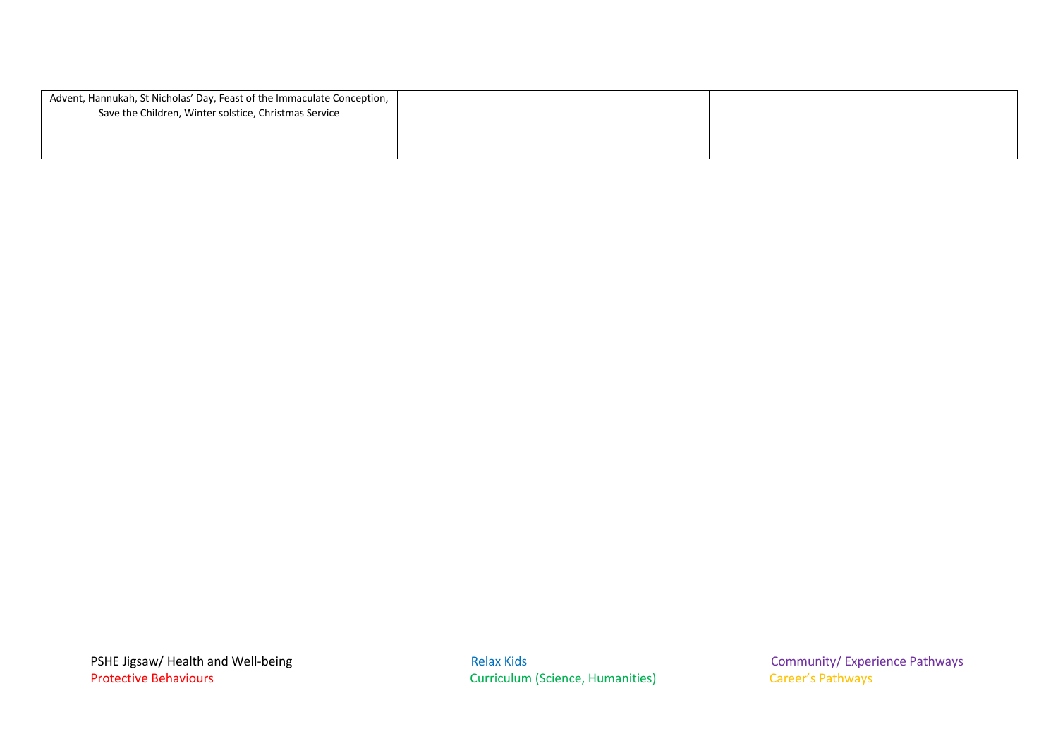| | | |
|---|---|---|
| Advent, Hannukah, St Nicholas' Day, Feast of the Immaculate Conception, Save the Children, Winter solstice, Christmas Service | | |

PSHE Jigsaw/ Health and Well-being

Relax Kids

Community/ Experience Pathways

Protective Behaviours

Curriculum (Science, Humanities)

Career's Pathways